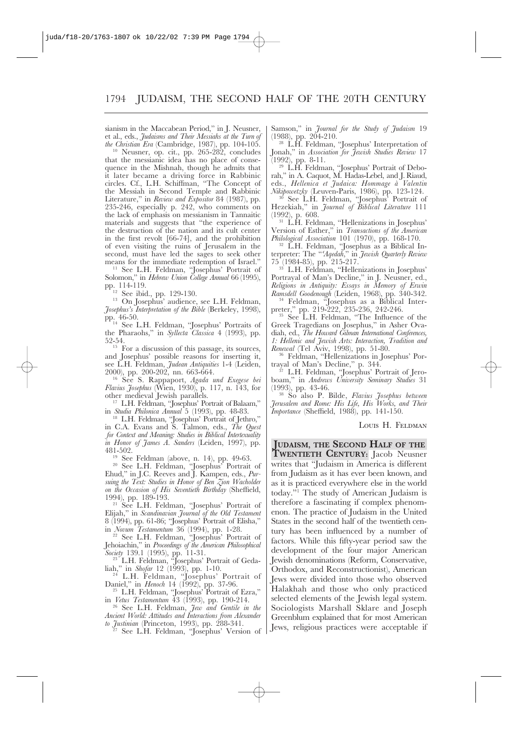sianism in the Maccabean Period," in J. Neusner, et al., eds., *Judaisms and Their Messiahs at the Turn of the Christian Era* (Cambridge, 1987), pp. 104-105.

[10] Neusner, op. cit., pp. 265-282, concludes that the messianic idea has no place of consequence in the Mishnah, though he admits that it later became a driving force in Rabbinic circles. Cf., L.H. Schiffman, "The Concept of the Messiah in Second Temple and Rabbinic Literature," in *Review and Expositor* 84 (1987), pp. 235-246, especially p. 242, who comments on the lack of emphasis on messianism in Tannaitic materials and suggests that "the experience of the destruction of the nation and its cult center in the first revolt [66-74], and the prohibition of even visiting the ruins of Jerusalem in the second, must have led the sages to seek other means for the immediate redemption of Israel."

[11] See L.H. Feldman, "Josephus' Portrait of Solomon," in *Hebrew Union College Annual* 66 (1995), pp. 114-119.

[12] See ibid., pp. 129-130.

[13] On Josephus' audience, see L.H. Feldman, *Josephus's Interpretation of the Bible* (Berkeley, 1998), pp. 46-50.

[14] See L.H. Feldman, "Josephus' Portraits of the Pharaohs," in *Syllecta Classica* 4 (1993), pp. 52-54.

[15] For a discussion of this passage, its sources, and Josephus' possible reasons for inserting it, see L.H. Feldman, *Judean Antiquities* 1-4 (Leiden, 2000), pp. 200-202, nn. 663-664.

[16] See S. Rappaport, *Agada und Exegese bei Flavius Josephus* (Wien, 1930), p. 117, n. 143, for other medieval Jewish parallels.

[17] L.H. Feldman, "Josephus' Portrait of Balaam," in *Studia Philonica Annual* 5 (1993), pp. 48-83.

[18] L.H. Feldman, "Josephus' Portrait of Jethro," in C.A. Evans and S. Talmon, eds., *The Quest for Context and Meaning: Studies in Biblical Intertextuality in Honor of James A. Sanders* (Leiden, 1997), pp. 481-502.

[19] See Feldman (above, n. 14), pp. 49-63.

[20] See L.H. Feldman, "Josephus' Portrait of Ehud," in J.C. Reeves and J. Kampen, eds., *Pursuing the Text: Studies in Honor of Ben Zion Wacholder on the Occasion of His Seventieth Birthday* (Sheffield, 1994), pp. 189-193.

[21] See L.H. Feldman, "Josephus' Portrait of Elijah," in *Scandinavian Journal of the Old Testament* 8 (1994), pp. 61-86; "Josephus' Portrait of Elisha," in *Novum Testamentum* 36 (1994), pp. 1-28.

[22] See L.H. Feldman, "Josephus' Portrait of Jehoiachin," in *Proceedings of the American Philosophical Society* 139.1 (1995), pp. 11-31.

[23] L.H. Feldman, "Josephus' Portrait of Gedaliah," in *Shofar* 12 (1993), pp. 1-10.

[24] L.H. Feldman, "Josephus' Portrait of Daniel," in *Henoch* 14 (1992), pp. 37-96.

[25] L.H. Feldman, "Josephus' Portrait of Ezra," in *Vetus Testamentum* 43 (1993), pp. 190-214.

[26] See L.H. Feldman, *Jew and Gentile in the Ancient World: Attitudes and Interactions from Alexander to Justinian* (Princeton, 1993), pp. 288-341.

[27] See L.H. Feldman, "Josephus' Version of Samson," in *Journal for the Study of Judaism* 19 (1988), pp. 204-210.

[28] L.H. Feldman, "Josephus' Interpretation of Jonah," in *Association for Jewish Studies Review* 17 (1992), pp. 8-11.

[29] L.H. Feldman, "Josephus' Portrait of Deborah," in A. Caquot, M. Hadas-Lebel, and J. Riaud, eds., *Hellenica et Judaica: Hommage à Valentin Nikiprowetzky* (Leuven-Paris, 1986), pp. 123-124.

[30] See L.H. Feldman, "Josephus' Portrait of Hezekiah," in *Journal of Biblical Literature* 111 (1992), p. 608.

[31] L.H. Feldman, "Hellenizations in Josephus' Version of Esther," in *Transactions of the American Philological Association* 101 (1970), pp. 168-170.

[32] L.H. Feldman, "Josephus as a Biblical Interpreter: The '*'Aqedah*,'" in *Jewish Quarterly Review* 75 (1984-85), pp. 215-217.

[33] L.H. Feldman, "Hellenizations in Josephus' Portrayal of Man's Decline," in J. Neusner, ed., *Religions in Antiquity: Essays in Memory of Erwin Ramsdell Goodenough* (Leiden, 1968), pp. 340-342.

[34] Feldman, "Josephus as a Biblical Interpreter," pp. 219-222, 235-236, 242-246.

[35] See L.H. Feldman, "The Influence of the Greek Tragedians on Josephus," in Asher Ovadiah, ed., *The Howard Gilman International Conferences, 1: Hellenic and Jewish Arts: Interaction, Tradition and Renewal* (Tel Aviv, 1998), pp. 51-80.

[36] Feldman, "Hellenizations in Josephus' Portrayal of Man's Decline," p. 344.

[37] L.H. Feldman, "Josephus' Portrait of Jeroboam," in *Andrews University Seminary Studies* 31 (1993), pp. 43-46.

[38] So also P. Bilde, *Flavius Josephus between Jerusalem and Rome: His Life, His Works, and Their Importance* (Sheffield, 1988), pp. 141-150.

Louis H. Feldman

**Judaism, the Second Half of the Twentieth Century:** Jacob Neusner writes that "Judaism in America is different from Judaism as it has ever been known, and as it is practiced everywhere else in the world today."[1] The study of American Judaism is therefore a fascinating if complex phenomenon. The practice of Judaism in the United States in the second half of the twentieth century has been influenced by a number of factors. While this fifty-year period saw the development of the four major American Jewish denominations (Reform, Conservative, Orthodox, and Reconstructionist), American Jews were divided into those who observed Halakhah and those who only practiced selected elements of the Jewish legal system. Sociologists Marshall Sklare and Joseph Greenblum explained that for most American Jews, religious practices were acceptable if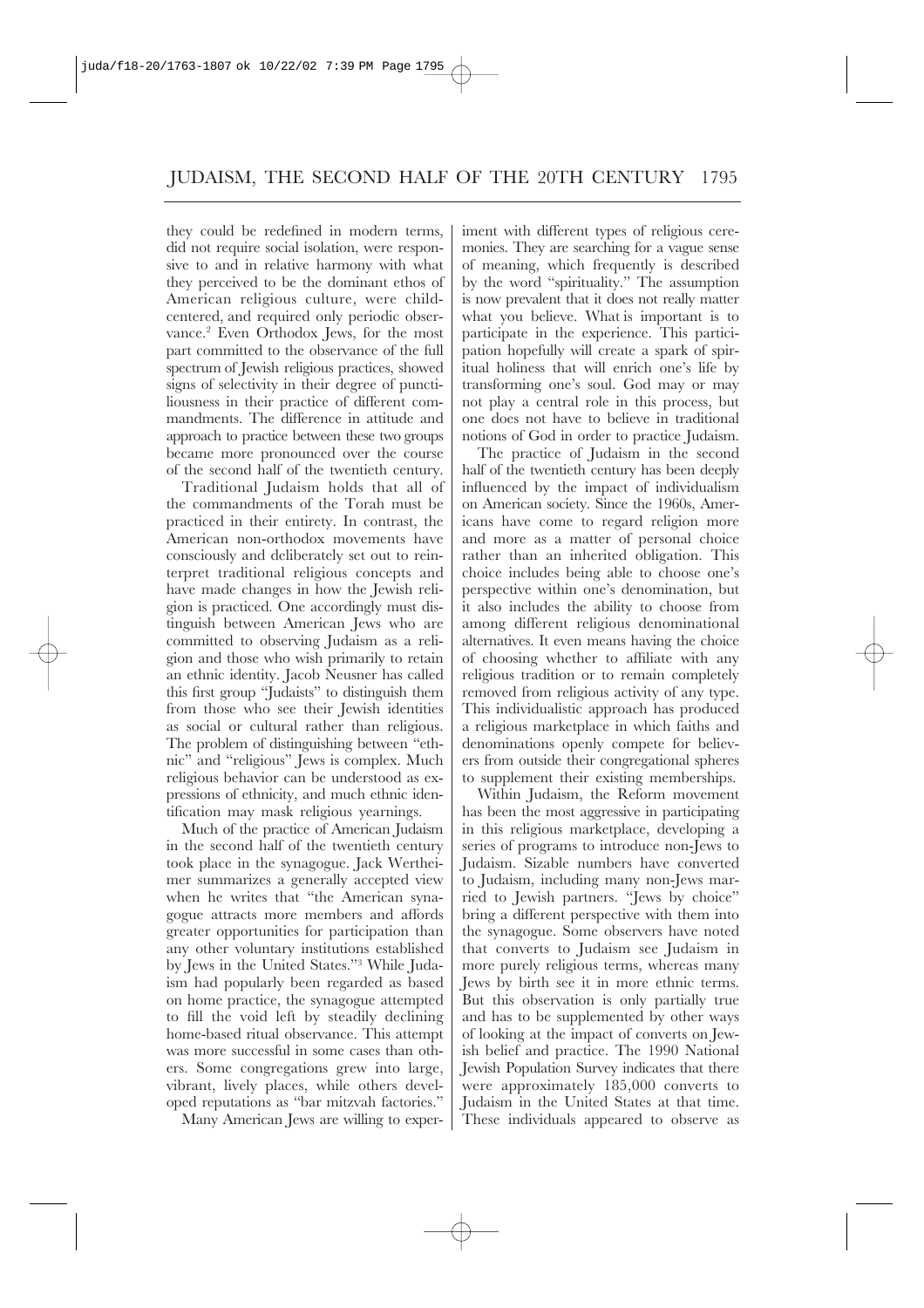they could be redefined in modern terms, did not require social isolation, were responsive to and in relative harmony with what they perceived to be the dominant ethos of American religious culture, were child-centered, and required only periodic observance.[2] Even Orthodox Jews, for the most part committed to the observance of the full spectrum of Jewish religious practices, showed signs of selectivity in their degree of punctiliousness in their practice of different commandments. The difference in attitude and approach to practice between these two groups became more pronounced over the course of the second half of the twentieth century.

Traditional Judaism holds that all of the commandments of the Torah must be practiced in their entirety. In contrast, the American non-orthodox movements have consciously and deliberately set out to reinterpret traditional religious concepts and have made changes in how the Jewish religion is practiced. One accordingly must distinguish between American Jews who are committed to observing Judaism as a religion and those who wish primarily to retain an ethnic identity. Jacob Neusner has called this first group "Judaists" to distinguish them from those who see their Jewish identities as social or cultural rather than religious. The problem of distinguishing between "ethnic" and "religious" Jews is complex. Much religious behavior can be understood as expressions of ethnicity, and much ethnic identification may mask religious yearnings.

Much of the practice of American Judaism in the second half of the twentieth century took place in the synagogue. Jack Wertheimer summarizes a generally accepted view when he writes that "the American synagogue attracts more members and affords greater opportunities for participation than any other voluntary institutions established by Jews in the United States."[3] While Judaism had popularly been regarded as based on home practice, the synagogue attempted to fill the void left by steadily declining home-based ritual observance. This attempt was more successful in some cases than others. Some congregations grew into large, vibrant, lively places, while others developed reputations as "bar mitzvah factories."

Many American Jews are willing to experiment with different types of religious ceremonies. They are searching for a vague sense of meaning, which frequently is described by the word "spirituality." The assumption is now prevalent that it does not really matter what you believe. What is important is to participate in the experience. This participation hopefully will create a spark of spiritual holiness that will enrich one's life by transforming one's soul. God may or may not play a central role in this process, but one does not have to believe in traditional notions of God in order to practice Judaism.

The practice of Judaism in the second half of the twentieth century has been deeply influenced by the impact of individualism on American society. Since the 1960s, Americans have come to regard religion more and more as a matter of personal choice rather than an inherited obligation. This choice includes being able to choose one's perspective within one's denomination, but it also includes the ability to choose from among different religious denominational alternatives. It even means having the choice of choosing whether to affiliate with any religious tradition or to remain completely removed from religious activity of any type. This individualistic approach has produced a religious marketplace in which faiths and denominations openly compete for believers from outside their congregational spheres to supplement their existing memberships.

Within Judaism, the Reform movement has been the most aggressive in participating in this religious marketplace, developing a series of programs to introduce non-Jews to Judaism. Sizable numbers have converted to Judaism, including many non-Jews married to Jewish partners. "Jews by choice" bring a different perspective with them into the synagogue. Some observers have noted that converts to Judaism see Judaism in more purely religious terms, whereas many Jews by birth see it in more ethnic terms. But this observation is only partially true and has to be supplemented by other ways of looking at the impact of converts on Jewish belief and practice. The 1990 National Jewish Population Survey indicates that there were approximately 185,000 converts to Judaism in the United States at that time. These individuals appeared to observe as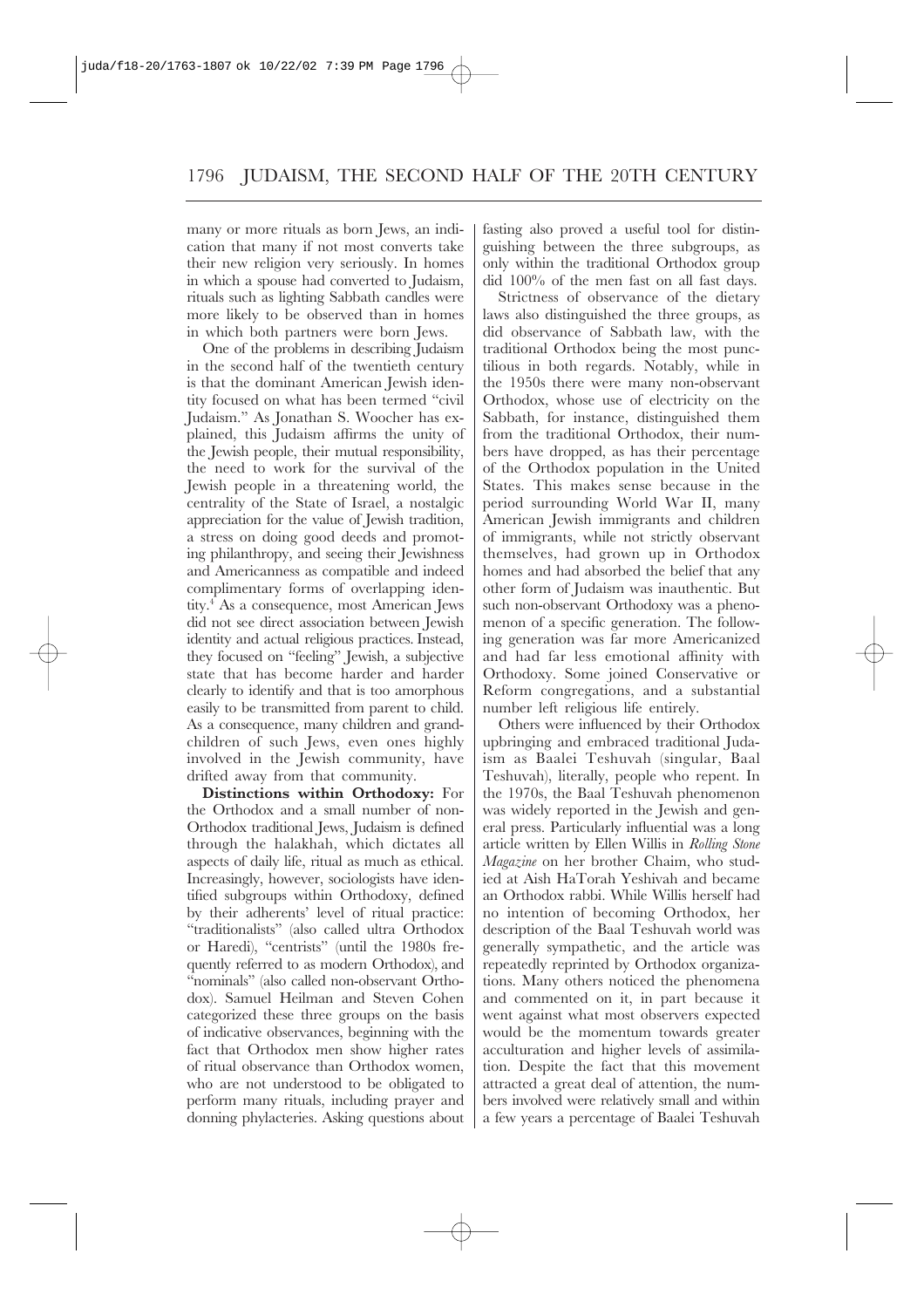many or more rituals as born Jews, an indication that many if not most converts take their new religion very seriously. In homes in which a spouse had converted to Judaism, rituals such as lighting Sabbath candles were more likely to be observed than in homes in which both partners were born Jews.

One of the problems in describing Judaism in the second half of the twentieth century is that the dominant American Jewish identity focused on what has been termed "civil Judaism." As Jonathan S. Woocher has explained, this Judaism affirms the unity of the Jewish people, their mutual responsibility, the need to work for the survival of the Jewish people in a threatening world, the centrality of the State of Israel, a nostalgic appreciation for the value of Jewish tradition, a stress on doing good deeds and promoting philanthropy, and seeing their Jewishness and Americanness as compatible and indeed complimentary forms of overlapping identity.[4] As a consequence, most American Jews did not see direct association between Jewish identity and actual religious practices. Instead, they focused on "feeling" Jewish, a subjective state that has become harder and harder clearly to identify and that is too amorphous easily to be transmitted from parent to child. As a consequence, many children and grandchildren of such Jews, even ones highly involved in the Jewish community, have drifted away from that community.

**Distinctions within Orthodoxy:** For the Orthodox and a small number of non-Orthodox traditional Jews, Judaism is defined through the halakhah, which dictates all aspects of daily life, ritual as much as ethical. Increasingly, however, sociologists have identified subgroups within Orthodoxy, defined by their adherents' level of ritual practice: "traditionalists" (also called ultra Orthodox or Haredi), "centrists" (until the 1980s frequently referred to as modern Orthodox), and "nominals" (also called non-observant Orthodox). Samuel Heilman and Steven Cohen categorized these three groups on the basis of indicative observances, beginning with the fact that Orthodox men show higher rates of ritual observance than Orthodox women, who are not understood to be obligated to perform many rituals, including prayer and donning phylacteries. Asking questions about fasting also proved a useful tool for distinguishing between the three subgroups, as only within the traditional Orthodox group did 100% of the men fast on all fast days.

Strictness of observance of the dietary laws also distinguished the three groups, as did observance of Sabbath law, with the traditional Orthodox being the most punctilious in both regards. Notably, while in the 1950s there were many non-observant Orthodox, whose use of electricity on the Sabbath, for instance, distinguished them from the traditional Orthodox, their numbers have dropped, as has their percentage of the Orthodox population in the United States. This makes sense because in the period surrounding World War II, many American Jewish immigrants and children of immigrants, while not strictly observant themselves, had grown up in Orthodox homes and had absorbed the belief that any other form of Judaism was inauthentic. But such non-observant Orthodoxy was a phenomenon of a specific generation. The following generation was far more Americanized and had far less emotional affinity with Orthodoxy. Some joined Conservative or Reform congregations, and a substantial number left religious life entirely.

Others were influenced by their Orthodox upbringing and embraced traditional Judaism as Baalei Teshuvah (singular, Baal Teshuvah), literally, people who repent. In the 1970s, the Baal Teshuvah phenomenon was widely reported in the Jewish and general press. Particularly influential was a long article written by Ellen Willis in *Rolling Stone Magazine* on her brother Chaim, who studied at Aish HaTorah Yeshivah and became an Orthodox rabbi. While Willis herself had no intention of becoming Orthodox, her description of the Baal Teshuvah world was generally sympathetic, and the article was repeatedly reprinted by Orthodox organizations. Many others noticed the phenomena and commented on it, in part because it went against what most observers expected would be the momentum towards greater acculturation and higher levels of assimilation. Despite the fact that this movement attracted a great deal of attention, the numbers involved were relatively small and within a few years a percentage of Baalei Teshuvah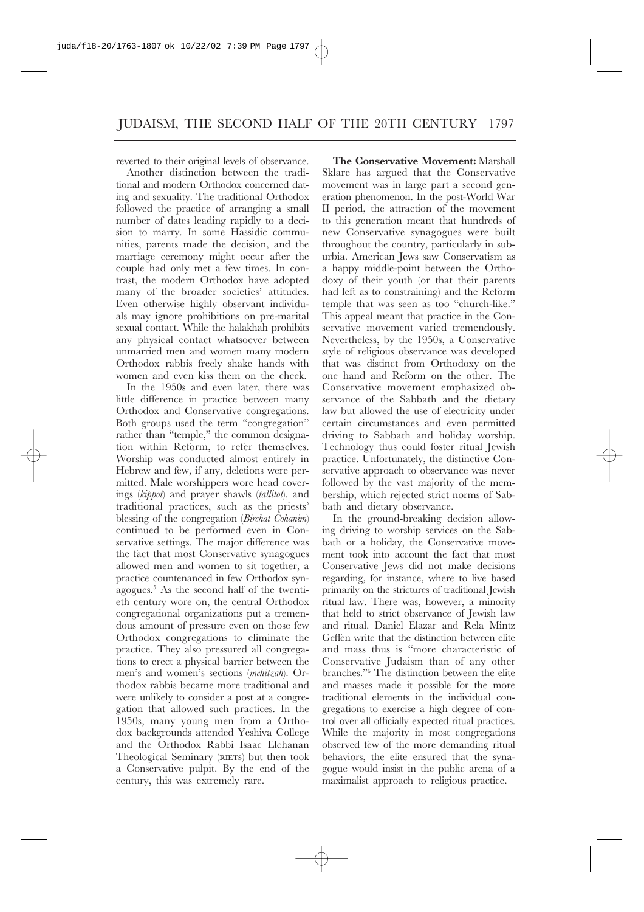reverted to their original levels of observance.

Another distinction between the traditional and modern Orthodox concerned dating and sexuality. The traditional Orthodox followed the practice of arranging a small number of dates leading rapidly to a decision to marry. In some Hassidic communities, parents made the decision, and the marriage ceremony might occur after the couple had only met a few times. In contrast, the modern Orthodox have adopted many of the broader societies' attitudes. Even otherwise highly observant individuals may ignore prohibitions on pre-marital sexual contact. While the halakhah prohibits any physical contact whatsoever between unmarried men and women many modern Orthodox rabbis freely shake hands with women and even kiss them on the cheek.

In the 1950s and even later, there was little difference in practice between many Orthodox and Conservative congregations. Both groups used the term "congregation" rather than "temple," the common designation within Reform, to refer themselves. Worship was conducted almost entirely in Hebrew and few, if any, deletions were permitted. Male worshippers wore head coverings (*kippot*) and prayer shawls (*tallitot*), and traditional practices, such as the priests' blessing of the congregation (*Birchat Cohanim*) continued to be performed even in Conservative settings. The major difference was the fact that most Conservative synagogues allowed men and women to sit together, a practice countenanced in few Orthodox synagogues.[5] As the second half of the twentieth century wore on, the central Orthodox congregational organizations put a tremendous amount of pressure even on those few Orthodox congregations to eliminate the practice. They also pressured all congregations to erect a physical barrier between the men's and women's sections (*mehitzah*). Orthodox rabbis became more traditional and were unlikely to consider a post at a congregation that allowed such practices. In the 1950s, many young men from a Orthodox backgrounds attended Yeshiva College and the Orthodox Rabbi Isaac Elchanan Theological Seminary (RIETS) but then took a Conservative pulpit. By the end of the century, this was extremely rare.

**The Conservative Movement:** Marshall Sklare has argued that the Conservative movement was in large part a second generation phenomenon. In the post-World War II period, the attraction of the movement to this generation meant that hundreds of new Conservative synagogues were built throughout the country, particularly in suburbia. American Jews saw Conservatism as a happy middle-point between the Orthodoxy of their youth (or that their parents had left as to constraining) and the Reform temple that was seen as too "church-like." This appeal meant that practice in the Conservative movement varied tremendously. Nevertheless, by the 1950s, a Conservative style of religious observance was developed that was distinct from Orthodoxy on the one hand and Reform on the other. The Conservative movement emphasized observance of the Sabbath and the dietary law but allowed the use of electricity under certain circumstances and even permitted driving to Sabbath and holiday worship. Technology thus could foster ritual Jewish practice. Unfortunately, the distinctive Conservative approach to observance was never followed by the vast majority of the membership, which rejected strict norms of Sabbath and dietary observance.

In the ground-breaking decision allowing driving to worship services on the Sabbath or a holiday, the Conservative movement took into account the fact that most Conservative Jews did not make decisions regarding, for instance, where to live based primarily on the strictures of traditional Jewish ritual law. There was, however, a minority that held to strict observance of Jewish law and ritual. Daniel Elazar and Rela Mintz Geffen write that the distinction between elite and mass thus is "more characteristic of Conservative Judaism than of any other branches."[6] The distinction between the elite and masses made it possible for the more traditional elements in the individual congregations to exercise a high degree of control over all officially expected ritual practices. While the majority in most congregations observed few of the more demanding ritual behaviors, the elite ensured that the synagogue would insist in the public arena of a maximalist approach to religious practice.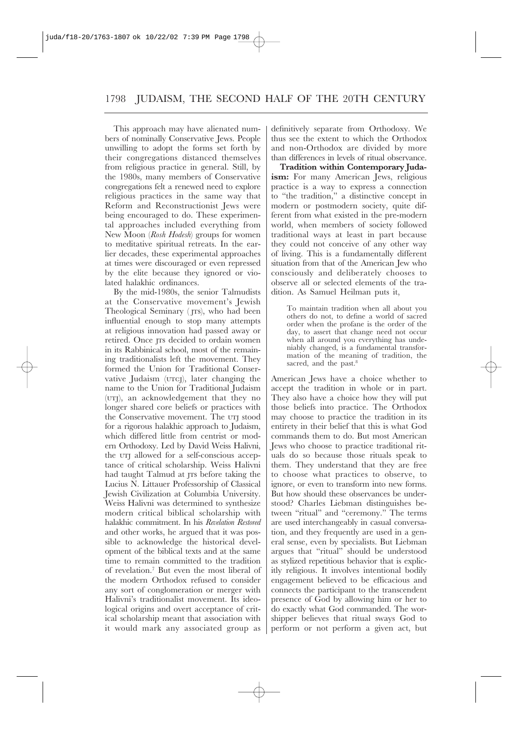This approach may have alienated numbers of nominally Conservative Jews. People unwilling to adopt the forms set forth by their congregations distanced themselves from religious practice in general. Still, by the 1980s, many members of Conservative congregations felt a renewed need to explore religious practices in the same way that Reform and Reconstructionist Jews were being encouraged to do. These experimental approaches included everything from New Moon (*Rosh Hodesh*) groups for women to meditative spiritual retreats. In the earlier decades, these experimental approaches at times were discouraged or even repressed by the elite because they ignored or violated halakhic ordinances.

By the mid-1980s, the senior Talmudists at the Conservative movement's Jewish Theological Seminary (JTS), who had been influential enough to stop many attempts at religious innovation had passed away or retired. Once JTS decided to ordain women in its Rabbinical school, most of the remaining traditionalists left the movement. They formed the Union for Traditional Conservative Judaism (UTCJ), later changing the name to the Union for Traditional Judaism (UTJ), an acknowledgement that they no longer shared core beliefs or practices with the Conservative movement. The UTJ stood for a rigorous halakhic approach to Judaism, which differed little from centrist or modern Orthodoxy. Led by David Weiss Halivni, the UTJ allowed for a self-conscious acceptance of critical scholarship. Weiss Halivni had taught Talmud at JTS before taking the Lucius N. Littauer Professorship of Classical Jewish Civilization at Columbia University. Weiss Halivni was determined to synthesize modern critical biblical scholarship with halakhic commitment. In his *Revelation Restored* and other works, he argued that it was possible to acknowledge the historical development of the biblical texts and at the same time to remain committed to the tradition of revelation.[7] But even the most liberal of the modern Orthodox refused to consider any sort of conglomeration or merger with Halivni's traditionalist movement. Its ideological origins and overt acceptance of critical scholarship meant that association with it would mark any associated group as definitively separate from Orthodoxy. We thus see the extent to which the Orthodox and non-Orthodox are divided by more than differences in levels of ritual observance.

**Tradition within Contemporary Judaism:** For many American Jews, religious practice is a way to express a connection to "the tradition," a distinctive concept in modern or postmodern society, quite different from what existed in the pre-modern world, when members of society followed traditional ways at least in part because they could not conceive of any other way of living. This is a fundamentally different situation from that of the American Jew who consciously and deliberately chooses to observe all or selected elements of the tradition. As Samuel Heilman puts it,

> To maintain tradition when all about you others do not, to define a world of sacred order when the profane is the order of the day, to assert that change need not occur when all around you everything has undeniably changed, is a fundamental transformation of the meaning of tradition, the sacred, and the past.[8]

American Jews have a choice whether to accept the tradition in whole or in part. They also have a choice how they will put those beliefs into practice. The Orthodox may choose to practice the tradition in its entirety in their belief that this is what God commands them to do. But most American Jews who choose to practice traditional rituals do so because those rituals speak to them. They understand that they are free to choose what practices to observe, to ignore, or even to transform into new forms. But how should these observances be understood? Charles Liebman distinguishes between "ritual" and "ceremony." The terms are used interchangeably in casual conversation, and they frequently are used in a general sense, even by specialists. But Liebman argues that "ritual" should be understood as stylized repetitious behavior that is explicitly religious. It involves intentional bodily engagement believed to be efficacious and connects the participant to the transcendent presence of God by allowing him or her to do exactly what God commanded. The worshipper believes that ritual sways God to perform or not perform a given act, but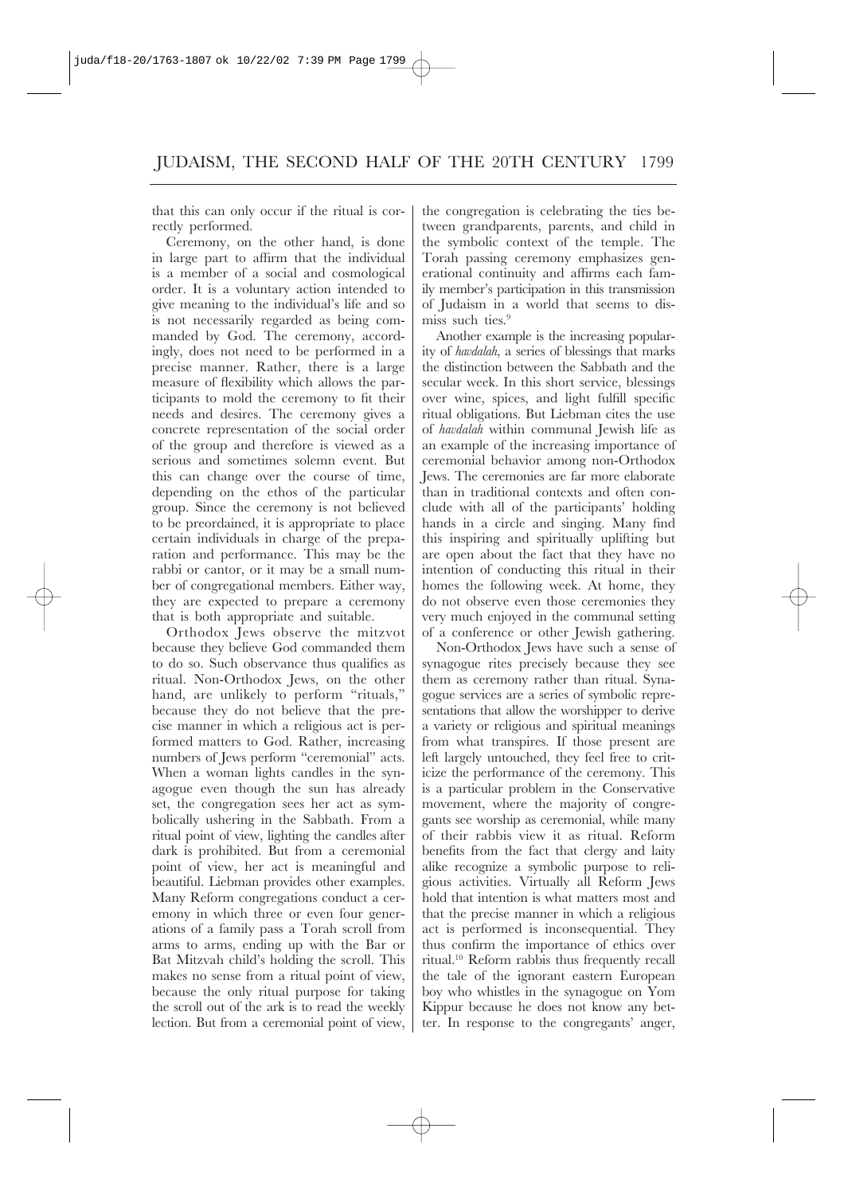that this can only occur if the ritual is correctly performed.

Ceremony, on the other hand, is done in large part to affirm that the individual is a member of a social and cosmological order. It is a voluntary action intended to give meaning to the individual's life and so is not necessarily regarded as being commanded by God. The ceremony, accordingly, does not need to be performed in a precise manner. Rather, there is a large measure of flexibility which allows the participants to mold the ceremony to fit their needs and desires. The ceremony gives a concrete representation of the social order of the group and therefore is viewed as a serious and sometimes solemn event. But this can change over the course of time, depending on the ethos of the particular group. Since the ceremony is not believed to be preordained, it is appropriate to place certain individuals in charge of the preparation and performance. This may be the rabbi or cantor, or it may be a small number of congregational members. Either way, they are expected to prepare a ceremony that is both appropriate and suitable.

Orthodox Jews observe the mitzvot because they believe God commanded them to do so. Such observance thus qualifies as ritual. Non-Orthodox Jews, on the other hand, are unlikely to perform "rituals," because they do not believe that the precise manner in which a religious act is performed matters to God. Rather, increasing numbers of Jews perform "ceremonial" acts. When a woman lights candles in the synagogue even though the sun has already set, the congregation sees her act as symbolically ushering in the Sabbath. From a ritual point of view, lighting the candles after dark is prohibited. But from a ceremonial point of view, her act is meaningful and beautiful. Liebman provides other examples. Many Reform congregations conduct a ceremony in which three or even four generations of a family pass a Torah scroll from arms to arms, ending up with the Bar or Bat Mitzvah child's holding the scroll. This makes no sense from a ritual point of view, because the only ritual purpose for taking the scroll out of the ark is to read the weekly lection. But from a ceremonial point of view, the congregation is celebrating the ties between grandparents, parents, and child in the symbolic context of the temple. The Torah passing ceremony emphasizes generational continuity and affirms each family member's participation in this transmission of Judaism in a world that seems to dismiss such ties.[9]

Another example is the increasing popularity of *havdalah*, a series of blessings that marks the distinction between the Sabbath and the secular week. In this short service, blessings over wine, spices, and light fulfill specific ritual obligations. But Liebman cites the use of *havdalah* within communal Jewish life as an example of the increasing importance of ceremonial behavior among non-Orthodox Jews. The ceremonies are far more elaborate than in traditional contexts and often conclude with all of the participants' holding hands in a circle and singing. Many find this inspiring and spiritually uplifting but are open about the fact that they have no intention of conducting this ritual in their homes the following week. At home, they do not observe even those ceremonies they very much enjoyed in the communal setting of a conference or other Jewish gathering.

Non-Orthodox Jews have such a sense of synagogue rites precisely because they see them as ceremony rather than ritual. Synagogue services are a series of symbolic representations that allow the worshipper to derive a variety or religious and spiritual meanings from what transpires. If those present are left largely untouched, they feel free to criticize the performance of the ceremony. This is a particular problem in the Conservative movement, where the majority of congregants see worship as ceremonial, while many of their rabbis view it as ritual. Reform benefits from the fact that clergy and laity alike recognize a symbolic purpose to religious activities. Virtually all Reform Jews hold that intention is what matters most and that the precise manner in which a religious act is performed is inconsequential. They thus confirm the importance of ethics over ritual.[10] Reform rabbis thus frequently recall the tale of the ignorant eastern European boy who whistles in the synagogue on Yom Kippur because he does not know any better. In response to the congregants' anger,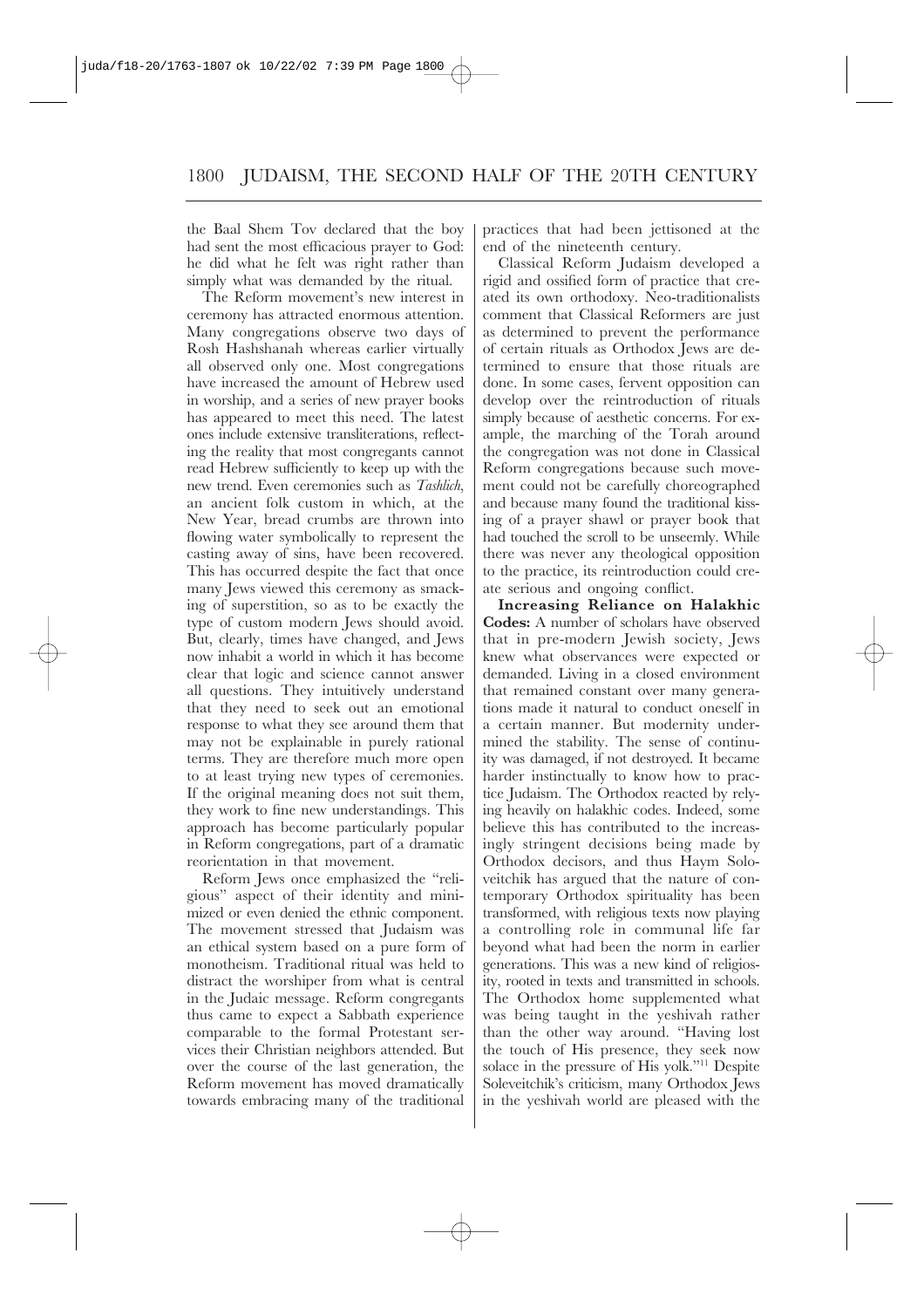the Baal Shem Tov declared that the boy had sent the most efficacious prayer to God: he did what he felt was right rather than simply what was demanded by the ritual.

The Reform movement's new interest in ceremony has attracted enormous attention. Many congregations observe two days of Rosh Hashshanah whereas earlier virtually all observed only one. Most congregations have increased the amount of Hebrew used in worship, and a series of new prayer books has appeared to meet this need. The latest ones include extensive transliterations, reflecting the reality that most congregants cannot read Hebrew sufficiently to keep up with the new trend. Even ceremonies such as *Tashlich*, an ancient folk custom in which, at the New Year, bread crumbs are thrown into flowing water symbolically to represent the casting away of sins, have been recovered. This has occurred despite the fact that once many Jews viewed this ceremony as smacking of superstition, so as to be exactly the type of custom modern Jews should avoid. But, clearly, times have changed, and Jews now inhabit a world in which it has become clear that logic and science cannot answer all questions. They intuitively understand that they need to seek out an emotional response to what they see around them that may not be explainable in purely rational terms. They are therefore much more open to at least trying new types of ceremonies. If the original meaning does not suit them, they work to fine new understandings. This approach has become particularly popular in Reform congregations, part of a dramatic reorientation in that movement.

Reform Jews once emphasized the "religious" aspect of their identity and minimized or even denied the ethnic component. The movement stressed that Judaism was an ethical system based on a pure form of monotheism. Traditional ritual was held to distract the worshiper from what is central in the Judaic message. Reform congregants thus came to expect a Sabbath experience comparable to the formal Protestant services their Christian neighbors attended. But over the course of the last generation, the Reform movement has moved dramatically towards embracing many of the traditional practices that had been jettisoned at the end of the nineteenth century.

Classical Reform Judaism developed a rigid and ossified form of practice that created its own orthodoxy. Neo-traditionalists comment that Classical Reformers are just as determined to prevent the performance of certain rituals as Orthodox Jews are determined to ensure that those rituals are done. In some cases, fervent opposition can develop over the reintroduction of rituals simply because of aesthetic concerns. For example, the marching of the Torah around the congregation was not done in Classical Reform congregations because such movement could not be carefully choreographed and because many found the traditional kissing of a prayer shawl or prayer book that had touched the scroll to be unseemly. While there was never any theological opposition to the practice, its reintroduction could create serious and ongoing conflict.

**Increasing Reliance on Halakhic Codes:** A number of scholars have observed that in pre-modern Jewish society, Jews knew what observances were expected or demanded. Living in a closed environment that remained constant over many generations made it natural to conduct oneself in a certain manner. But modernity undermined the stability. The sense of continuity was damaged, if not destroyed. It became harder instinctually to know how to practice Judaism. The Orthodox reacted by relying heavily on halakhic codes. Indeed, some believe this has contributed to the increasingly stringent decisions being made by Orthodox decisors, and thus Haym Soloveitchik has argued that the nature of contemporary Orthodox spirituality has been transformed, with religious texts now playing a controlling role in communal life far beyond what had been the norm in earlier generations. This was a new kind of religiosity, rooted in texts and transmitted in schools. The Orthodox home supplemented what was being taught in the yeshivah rather than the other way around. "Having lost the touch of His presence, they seek now solace in the pressure of His yolk."[11] Despite Soleveitchik's criticism, many Orthodox Jews in the yeshivah world are pleased with the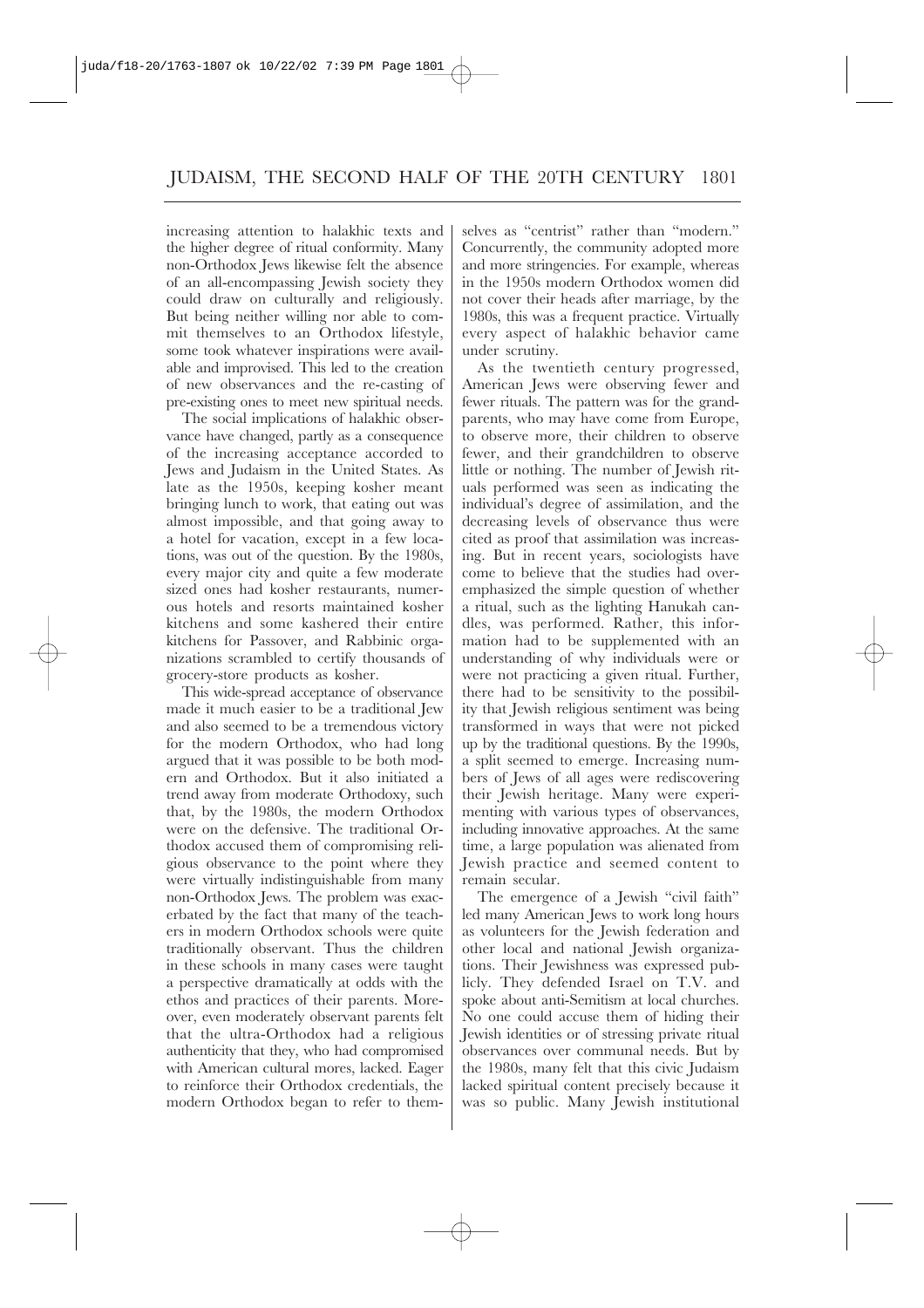increasing attention to halakhic texts and the higher degree of ritual conformity. Many non-Orthodox Jews likewise felt the absence of an all-encompassing Jewish society they could draw on culturally and religiously. But being neither willing nor able to commit themselves to an Orthodox lifestyle, some took whatever inspirations were available and improvised. This led to the creation of new observances and the re-casting of pre-existing ones to meet new spiritual needs.

The social implications of halakhic observance have changed, partly as a consequence of the increasing acceptance accorded to Jews and Judaism in the United States. As late as the 1950s, keeping kosher meant bringing lunch to work, that eating out was almost impossible, and that going away to a hotel for vacation, except in a few locations, was out of the question. By the 1980s, every major city and quite a few moderate sized ones had kosher restaurants, numerous hotels and resorts maintained kosher kitchens and some kashered their entire kitchens for Passover, and Rabbinic organizations scrambled to certify thousands of grocery-store products as kosher.

This wide-spread acceptance of observance made it much easier to be a traditional Jew and also seemed to be a tremendous victory for the modern Orthodox, who had long argued that it was possible to be both modern and Orthodox. But it also initiated a trend away from moderate Orthodoxy, such that, by the 1980s, the modern Orthodox were on the defensive. The traditional Orthodox accused them of compromising religious observance to the point where they were virtually indistinguishable from many non-Orthodox Jews. The problem was exacerbated by the fact that many of the teachers in modern Orthodox schools were quite traditionally observant. Thus the children in these schools in many cases were taught a perspective dramatically at odds with the ethos and practices of their parents. Moreover, even moderately observant parents felt that the ultra-Orthodox had a religious authenticity that they, who had compromised with American cultural mores, lacked. Eager to reinforce their Orthodox credentials, the modern Orthodox began to refer to themselves as "centrist" rather than "modern." Concurrently, the community adopted more and more stringencies. For example, whereas in the 1950s modern Orthodox women did not cover their heads after marriage, by the 1980s, this was a frequent practice. Virtually every aspect of halakhic behavior came under scrutiny.

As the twentieth century progressed, American Jews were observing fewer and fewer rituals. The pattern was for the grandparents, who may have come from Europe, to observe more, their children to observe fewer, and their grandchildren to observe little or nothing. The number of Jewish rituals performed was seen as indicating the individual's degree of assimilation, and the decreasing levels of observance thus were cited as proof that assimilation was increasing. But in recent years, sociologists have come to believe that the studies had overemphasized the simple question of whether a ritual, such as the lighting Hanukah candles, was performed. Rather, this information had to be supplemented with an understanding of why individuals were or were not practicing a given ritual. Further, there had to be sensitivity to the possibility that Jewish religious sentiment was being transformed in ways that were not picked up by the traditional questions. By the 1990s, a split seemed to emerge. Increasing numbers of Jews of all ages were rediscovering their Jewish heritage. Many were experimenting with various types of observances, including innovative approaches. At the same time, a large population was alienated from Jewish practice and seemed content to remain secular.

The emergence of a Jewish "civil faith" led many American Jews to work long hours as volunteers for the Jewish federation and other local and national Jewish organizations. Their Jewishness was expressed publicly. They defended Israel on T.V. and spoke about anti-Semitism at local churches. No one could accuse them of hiding their Jewish identities or of stressing private ritual observances over communal needs. But by the 1980s, many felt that this civic Judaism lacked spiritual content precisely because it was so public. Many Jewish institutional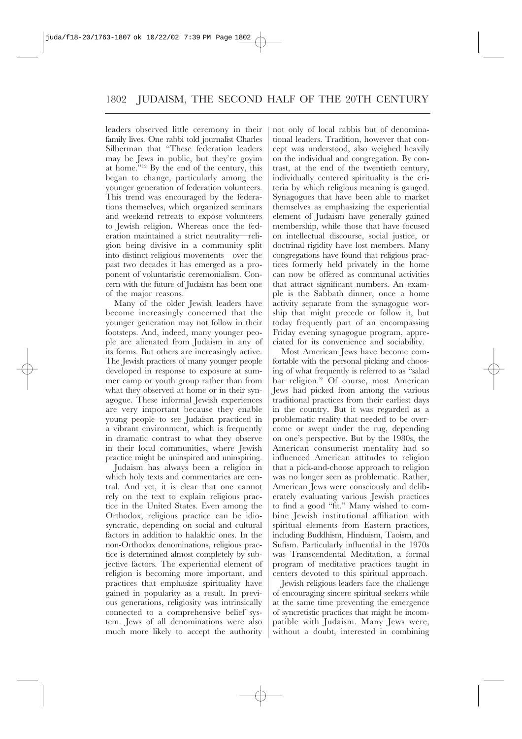leaders observed little ceremony in their family lives. One rabbi told journalist Charles Silberman that "These federation leaders may be Jews in public, but they're goyim at home."[12] By the end of the century, this began to change, particularly among the younger generation of federation volunteers. This trend was encouraged by the federations themselves, which organized seminars and weekend retreats to expose volunteers to Jewish religion. Whereas once the federation maintained a strict neutrality—religion being divisive in a community split into distinct religious movements—over the past two decades it has emerged as a proponent of voluntaristic ceremonialism. Concern with the future of Judaism has been one of the major reasons.

Many of the older Jewish leaders have become increasingly concerned that the younger generation may not follow in their footsteps. And, indeed, many younger people are alienated from Judaism in any of its forms. But others are increasingly active. The Jewish practices of many younger people developed in response to exposure at summer camp or youth group rather than from what they observed at home or in their synagogue. These informal Jewish experiences are very important because they enable young people to see Judaism practiced in a vibrant environment, which is frequently in dramatic contrast to what they observe in their local communities, where Jewish practice might be uninspired and uninspiring.

Judaism has always been a religion in which holy texts and commentaries are central. And yet, it is clear that one cannot rely on the text to explain religious practice in the United States. Even among the Orthodox, religious practice can be idiosyncratic, depending on social and cultural factors in addition to halakhic ones. In the non-Orthodox denominations, religious practice is determined almost completely by subjective factors. The experiential element of religion is becoming more important, and practices that emphasize spirituality have gained in popularity as a result. In previous generations, religiosity was intrinsically connected to a comprehensive belief system. Jews of all denominations were also much more likely to accept the authority not only of local rabbis but of denominational leaders. Tradition, however that concept was understood, also weighed heavily on the individual and congregation. By contrast, at the end of the twentieth century, individually centered spirituality is the criteria by which religious meaning is gauged. Synagogues that have been able to market themselves as emphasizing the experiential element of Judaism have generally gained membership, while those that have focused on intellectual discourse, social justice, or doctrinal rigidity have lost members. Many congregations have found that religious practices formerly held privately in the home can now be offered as communal activities that attract significant numbers. An example is the Sabbath dinner, once a home activity separate from the synagogue worship that might precede or follow it, but today frequently part of an encompassing Friday evening synagogue program, appreciated for its convenience and sociability.

Most American Jews have become comfortable with the personal picking and choosing of what frequently is referred to as "salad bar religion." Of course, most American Jews had picked from among the various traditional practices from their earliest days in the country. But it was regarded as a problematic reality that needed to be overcome or swept under the rug, depending on one's perspective. But by the 1980s, the American consumerist mentality had so influenced American attitudes to religion that a pick-and-choose approach to religion was no longer seen as problematic. Rather, American Jews were consciously and deliberately evaluating various Jewish practices to find a good "fit." Many wished to combine Jewish institutional affiliation with spiritual elements from Eastern practices, including Buddhism, Hinduism, Taoism, and Sufism. Particularly influential in the 1970s was Transcendental Meditation, a formal program of meditative practices taught in centers devoted to this spiritual approach.

Jewish religious leaders face the challenge of encouraging sincere spiritual seekers while at the same time preventing the emergence of syncretistic practices that might be incompatible with Judaism. Many Jews were, without a doubt, interested in combining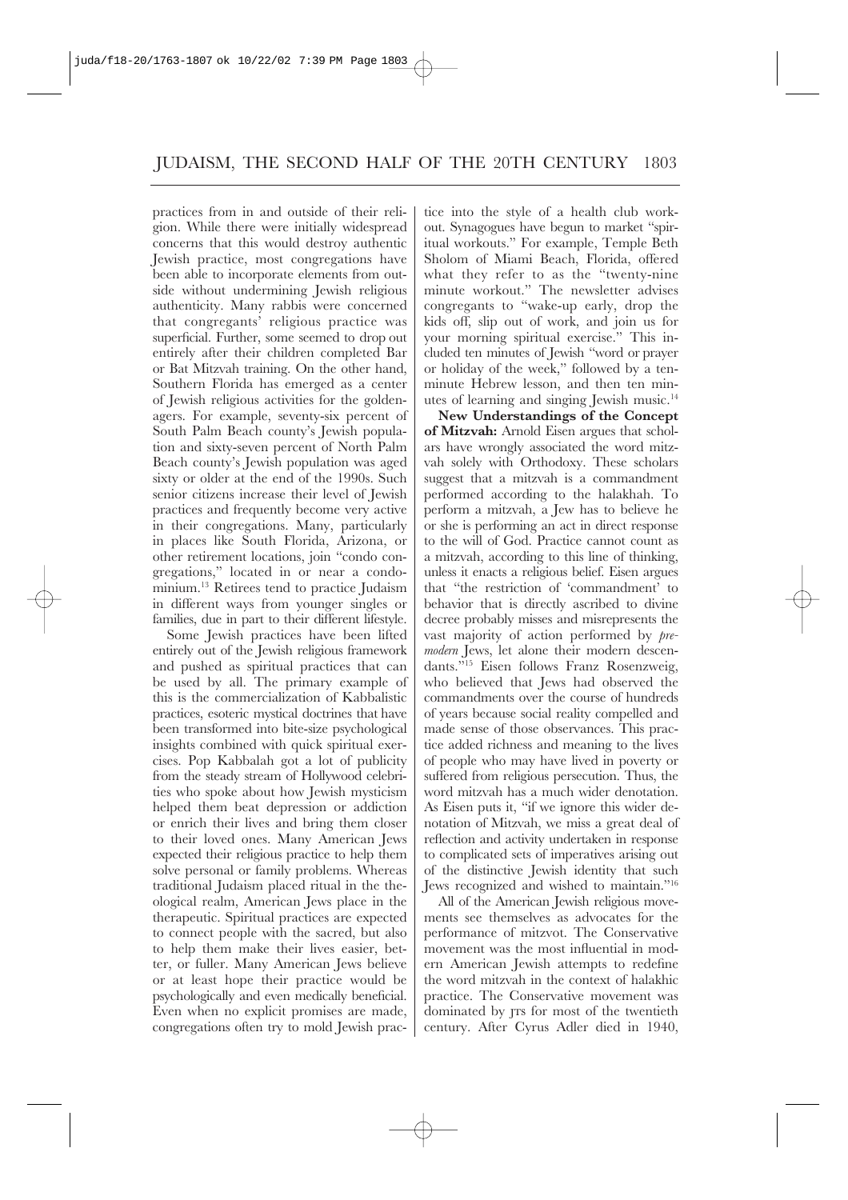practices from in and outside of their religion. While there were initially widespread concerns that this would destroy authentic Jewish practice, most congregations have been able to incorporate elements from outside without undermining Jewish religious authenticity. Many rabbis were concerned that congregants' religious practice was superficial. Further, some seemed to drop out entirely after their children completed Bar or Bat Mitzvah training. On the other hand, Southern Florida has emerged as a center of Jewish religious activities for the golden-agers. For example, seventy-six percent of South Palm Beach county's Jewish population and sixty-seven percent of North Palm Beach county's Jewish population was aged sixty or older at the end of the 1990s. Such senior citizens increase their level of Jewish practices and frequently become very active in their congregations. Many, particularly in places like South Florida, Arizona, or other retirement locations, join "condo congregations," located in or near a condominium.[13] Retirees tend to practice Judaism in different ways from younger singles or families, due in part to their different lifestyle.

Some Jewish practices have been lifted entirely out of the Jewish religious framework and pushed as spiritual practices that can be used by all. The primary example of this is the commercialization of Kabbalistic practices, esoteric mystical doctrines that have been transformed into bite-size psychological insights combined with quick spiritual exercises. Pop Kabbalah got a lot of publicity from the steady stream of Hollywood celebrities who spoke about how Jewish mysticism helped them beat depression or addiction or enrich their lives and bring them closer to their loved ones. Many American Jews expected their religious practice to help them solve personal or family problems. Whereas traditional Judaism placed ritual in the theological realm, American Jews place in the therapeutic. Spiritual practices are expected to connect people with the sacred, but also to help them make their lives easier, better, or fuller. Many American Jews believe or at least hope their practice would be psychologically and even medically beneficial. Even when no explicit promises are made, congregations often try to mold Jewish practice into the style of a health club workout. Synagogues have begun to market "spiritual workouts." For example, Temple Beth Sholom of Miami Beach, Florida, offered what they refer to as the "twenty-nine minute workout." The newsletter advises congregants to "wake-up early, drop the kids off, slip out of work, and join us for your morning spiritual exercise." This included ten minutes of Jewish "word or prayer or holiday of the week," followed by a ten-minute Hebrew lesson, and then ten minutes of learning and singing Jewish music.[14]

**New Understandings of the Concept of Mitzvah:** Arnold Eisen argues that scholars have wrongly associated the word mitzvah solely with Orthodoxy. These scholars suggest that a mitzvah is a commandment performed according to the halakhah. To perform a mitzvah, a Jew has to believe he or she is performing an act in direct response to the will of God. Practice cannot count as a mitzvah, according to this line of thinking, unless it enacts a religious belief. Eisen argues that "the restriction of 'commandment' to behavior that is directly ascribed to divine decree probably misses and misrepresents the vast majority of action performed by *premodern* Jews, let alone their modern descendants."[15] Eisen follows Franz Rosenzweig, who believed that Jews had observed the commandments over the course of hundreds of years because social reality compelled and made sense of those observances. This practice added richness and meaning to the lives of people who may have lived in poverty or suffered from religious persecution. Thus, the word mitzvah has a much wider denotation. As Eisen puts it, "if we ignore this wider denotation of Mitzvah, we miss a great deal of reflection and activity undertaken in response to complicated sets of imperatives arising out of the distinctive Jewish identity that such Jews recognized and wished to maintain."[16]

All of the American Jewish religious movements see themselves as advocates for the performance of mitzvot. The Conservative movement was the most influential in modern American Jewish attempts to redefine the word mitzvah in the context of halakhic practice. The Conservative movement was dominated by JTS for most of the twentieth century. After Cyrus Adler died in 1940,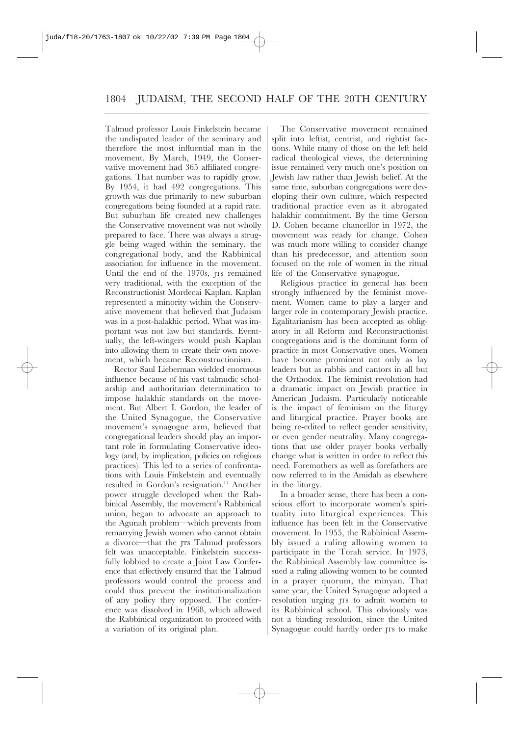Talmud professor Louis Finkelstein became the undisputed leader of the seminary and therefore the most influential man in the movement. By March, 1949, the Conservative movement had 365 affiliated congregations. That number was to rapidly grow. By 1954, it had 492 congregations. This growth was due primarily to new suburban congregations being founded at a rapid rate. But suburban life created new challenges the Conservative movement was not wholly prepared to face. There was always a struggle being waged within the seminary, the congregational body, and the Rabbinical association for influence in the movement. Until the end of the 1970s, JTS remained very traditional, with the exception of the Reconstructionist Mordecai Kaplan. Kaplan represented a minority within the Conservative movement that believed that Judaism was in a post-halakhic period. What was important was not law but standards. Eventually, the left-wingers would push Kaplan into allowing them to create their own movement, which became Reconstructionism.

Rector Saul Lieberman wielded enormous influence because of his vast talmudic scholarship and authoritarian determination to impose halakhic standards on the movement. But Albert I. Gordon, the leader of the United Synagogue, the Conservative movement's synagogue arm, believed that congregational leaders should play an important role in formulating Conservative ideology (and, by implication, policies on religious practices). This led to a series of confrontations with Louis Finkelstein and eventually resulted in Gordon's resignation.[17] Another power struggle developed when the Rabbinical Assembly, the movement's Rabbinical union, began to advocate an approach to the Agunah problem—which prevents from remarrying Jewish women who cannot obtain a divorce—that the JTS Talmud professors felt was unacceptable. Finkelstein successfully lobbied to create a Joint Law Conference that effectively ensured that the Talmud professors would control the process and could thus prevent the institutionalization of any policy they opposed. The conference was dissolved in 1968, which allowed the Rabbinical organization to proceed with a variation of its original plan.

The Conservative movement remained split into leftist, centrist, and rightist factions. While many of those on the left held radical theological views, the determining issue remained very much one's position on Jewish law rather than Jewish belief. At the same time, suburban congregations were developing their own culture, which respected traditional practice even as it abrogated halakhic commitment. By the time Gerson D. Cohen became chancellor in 1972, the movement was ready for change. Cohen was much more willing to consider change than his predecessor, and attention soon focused on the role of women in the ritual life of the Conservative synagogue.

Religious practice in general has been strongly influenced by the feminist movement. Women came to play a larger and larger role in contemporary Jewish practice. Egalitarianism has been accepted as obligatory in all Reform and Reconstructionist congregations and is the dominant form of practice in most Conservative ones. Women have become prominent not only as lay leaders but as rabbis and cantors in all but the Orthodox. The feminist revolution had a dramatic impact on Jewish practice in American Judaism. Particularly noticeable is the impact of feminism on the liturgy and liturgical practice. Prayer books are being re-edited to reflect gender sensitivity, or even gender neutrality. Many congregations that use older prayer books verbally change what is written in order to reflect this need. Foremothers as well as forefathers are now referred to in the Amidah as elsewhere in the liturgy.

In a broader sense, there has been a conscious effort to incorporate women's spirituality into liturgical experiences. This influence has been felt in the Conservative movement. In 1955, the Rabbinical Assembly issued a ruling allowing women to participate in the Torah service. In 1973, the Rabbinical Assembly law committee issued a ruling allowing women to be counted in a prayer quorum, the minyan. That same year, the United Synagogue adopted a resolution urging JTS to admit women to its Rabbinical school. This obviously was not a binding resolution, since the United Synagogue could hardly order JTS to make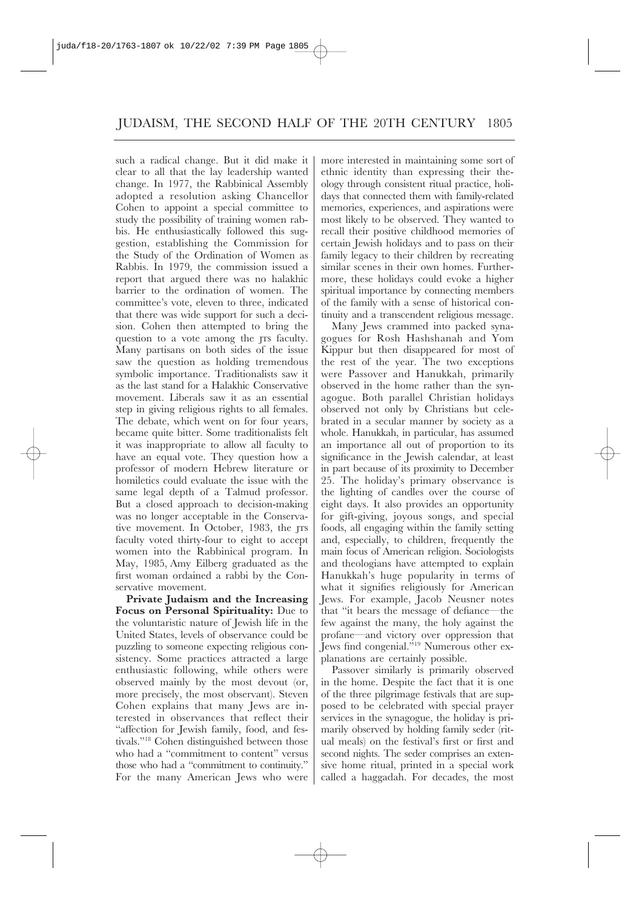such a radical change. But it did make it clear to all that the lay leadership wanted change. In 1977, the Rabbinical Assembly adopted a resolution asking Chancellor Cohen to appoint a special committee to study the possibility of training women rabbis. He enthusiastically followed this suggestion, establishing the Commission for the Study of the Ordination of Women as Rabbis. In 1979, the commission issued a report that argued there was no halakhic barrier to the ordination of women. The committee's vote, eleven to three, indicated that there was wide support for such a decision. Cohen then attempted to bring the question to a vote among the JTS faculty. Many partisans on both sides of the issue saw the question as holding tremendous symbolic importance. Traditionalists saw it as the last stand for a Halakhic Conservative movement. Liberals saw it as an essential step in giving religious rights to all females. The debate, which went on for four years, became quite bitter. Some traditionalists felt it was inappropriate to allow all faculty to have an equal vote. They question how a professor of modern Hebrew literature or homiletics could evaluate the issue with the same legal depth of a Talmud professor. But a closed approach to decision-making was no longer acceptable in the Conservative movement. In October, 1983, the JTS faculty voted thirty-four to eight to accept women into the Rabbinical program. In May, 1985, Amy Eilberg graduated as the first woman ordained a rabbi by the Conservative movement.

**Private Judaism and the Increasing Focus on Personal Spirituality:** Due to the voluntaristic nature of Jewish life in the United States, levels of observance could be puzzling to someone expecting religious consistency. Some practices attracted a large enthusiastic following, while others were observed mainly by the most devout (or, more precisely, the most observant). Steven Cohen explains that many Jews are interested in observances that reflect their "affection for Jewish family, food, and festivals."[18] Cohen distinguished between those who had a "commitment to content" versus those who had a "commitment to continuity." For the many American Jews who were more interested in maintaining some sort of ethnic identity than expressing their theology through consistent ritual practice, holidays that connected them with family-related memories, experiences, and aspirations were most likely to be observed. They wanted to recall their positive childhood memories of certain Jewish holidays and to pass on their family legacy to their children by recreating similar scenes in their own homes. Furthermore, these holidays could evoke a higher spiritual importance by connecting members of the family with a sense of historical continuity and a transcendent religious message.

Many Jews crammed into packed synagogues for Rosh Hashshanah and Yom Kippur but then disappeared for most of the rest of the year. The two exceptions were Passover and Hanukkah, primarily observed in the home rather than the synagogue. Both parallel Christian holidays observed not only by Christians but celebrated in a secular manner by society as a whole. Hanukkah, in particular, has assumed an importance all out of proportion to its significance in the Jewish calendar, at least in part because of its proximity to December 25. The holiday's primary observance is the lighting of candles over the course of eight days. It also provides an opportunity for gift-giving, joyous songs, and special foods, all engaging within the family setting and, especially, to children, frequently the main focus of American religion. Sociologists and theologians have attempted to explain Hanukkah's huge popularity in terms of what it signifies religiously for American Jews. For example, Jacob Neusner notes that "it bears the message of defiance—the few against the many, the holy against the profane—and victory over oppression that Jews find congenial."[19] Numerous other explanations are certainly possible.

Passover similarly is primarily observed in the home. Despite the fact that it is one of the three pilgrimage festivals that are supposed to be celebrated with special prayer services in the synagogue, the holiday is primarily observed by holding family seder (ritual meals) on the festival's first or first and second nights. The seder comprises an extensive home ritual, printed in a special work called a haggadah. For decades, the most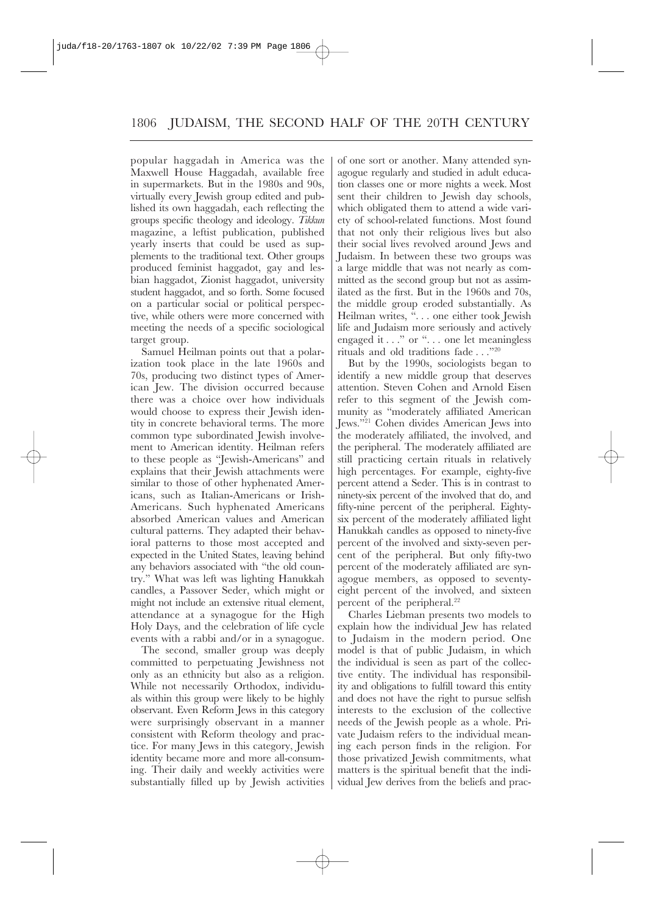popular haggadah in America was the Maxwell House Haggadah, available free in supermarkets. But in the 1980s and 90s, virtually every Jewish group edited and published its own haggadah, each reflecting the groups specific theology and ideology. *Tikkun* magazine, a leftist publication, published yearly inserts that could be used as supplements to the traditional text. Other groups produced feminist haggadot, gay and lesbian haggadot, Zionist haggadot, university student haggadot, and so forth. Some focused on a particular social or political perspective, while others were more concerned with meeting the needs of a specific sociological target group.

Samuel Heilman points out that a polarization took place in the late 1960s and 70s, producing two distinct types of American Jew. The division occurred because there was a choice over how individuals would choose to express their Jewish identity in concrete behavioral terms. The more common type subordinated Jewish involvement to American identity. Heilman refers to these people as "Jewish-Americans" and explains that their Jewish attachments were similar to those of other hyphenated Americans, such as Italian-Americans or Irish-Americans. Such hyphenated Americans absorbed American values and American cultural patterns. They adapted their behavioral patterns to those most accepted and expected in the United States, leaving behind any behaviors associated with "the old country." What was left was lighting Hanukkah candles, a Passover Seder, which might or might not include an extensive ritual element, attendance at a synagogue for the High Holy Days, and the celebration of life cycle events with a rabbi and/or in a synagogue.

The second, smaller group was deeply committed to perpetuating Jewishness not only as an ethnicity but also as a religion. While not necessarily Orthodox, individuals within this group were likely to be highly observant. Even Reform Jews in this category were surprisingly observant in a manner consistent with Reform theology and practice. For many Jews in this category, Jewish identity became more and more all-consuming. Their daily and weekly activities were substantially filled up by Jewish activities of one sort or another. Many attended synagogue regularly and studied in adult education classes one or more nights a week. Most sent their children to Jewish day schools, which obligated them to attend a wide variety of school-related functions. Most found that not only their religious lives but also their social lives revolved around Jews and Judaism. In between these two groups was a large middle that was not nearly as committed as the second group but not as assimilated as the first. But in the 1960s and 70s, the middle group eroded substantially. As Heilman writes, ". . . one either took Jewish life and Judaism more seriously and actively engaged it . . ." or ". . . one let meaningless rituals and old traditions fade . . ."[20]

But by the 1990s, sociologists began to identify a new middle group that deserves attention. Steven Cohen and Arnold Eisen refer to this segment of the Jewish community as "moderately affiliated American Jews."[21] Cohen divides American Jews into the moderately affiliated, the involved, and the peripheral. The moderately affiliated are still practicing certain rituals in relatively high percentages. For example, eighty-five percent attend a Seder. This is in contrast to ninety-six percent of the involved that do, and fifty-nine percent of the peripheral. Eighty-six percent of the moderately affiliated light Hanukkah candles as opposed to ninety-five percent of the involved and sixty-seven percent of the peripheral. But only fifty-two percent of the moderately affiliated are synagogue members, as opposed to seventy-eight percent of the involved, and sixteen percent of the peripheral.[22]

Charles Liebman presents two models to explain how the individual Jew has related to Judaism in the modern period. One model is that of public Judaism, in which the individual is seen as part of the collective entity. The individual has responsibility and obligations to fulfill toward this entity and does not have the right to pursue selfish interests to the exclusion of the collective needs of the Jewish people as a whole. Private Judaism refers to the individual meaning each person finds in the religion. For those privatized Jewish commitments, what matters is the spiritual benefit that the individual Jew derives from the beliefs and prac-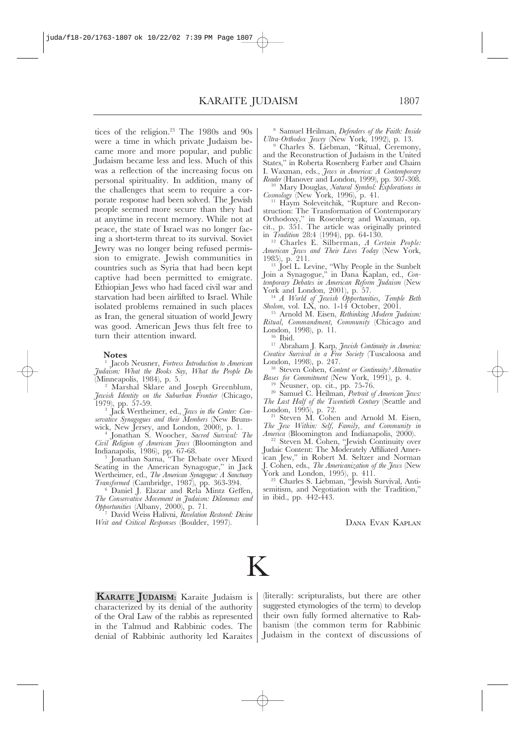tices of the religion.[23] The 1980s and 90s were a time in which private Judaism became more and more popular, and public Judaism became less and less. Much of this was a reflection of the increasing focus on personal spirituality. In addition, many of the challenges that seem to require a corporate response had been solved. The Jewish people seemed more secure than they had at anytime in recent memory. While not at peace, the state of Israel was no longer facing a short-term threat to its survival. Soviet Jewry was no longer being refused permission to emigrate. Jewish communities in countries such as Syria that had been kept captive had been permitted to emigrate. Ethiopian Jews who had faced civil war and starvation had been airlifted to Israel. While isolated problems remained in such places as Iran, the general situation of world Jewry was good. American Jews thus felt free to turn their attention inward.

**Notes**

1 Jacob Neusner, *Fortress Introduction to American Judaism: What the Books Say, What the People Do* (Minneapolis, 1984), p. 5.

2 Marshal Sklare and Joseph Greenblum, *Jewish Identity on the Suburban Frontier* (Chicago, 1979), pp. 57-59.

3 Jack Wertheimer, ed., *Jews in the Center: Conservative Synagogues and their Members* (New Brunswick, New Jersey, and London, 2000), p. 1.

4 Jonathan S. Woocher, *Sacred Survival: The Civil Religion of American Jews* (Bloomington and Indianapolis, 1986), pp. 67-68.

5 Jonathan Sarna, "The Debate over Mixed Seating in the American Synagogue," in Jack Wertheimer, ed., *The American Synagogue: A Sanctuary Transformed* (Cambridge, 1987), pp. 363-394.

6 Daniel J. Elazar and Rela Mintz Geffen, *The Conservative Movement in Judaism: Dilemmas and Opportunities* (Albany, 2000), p. 71.

7 David Weiss Halivni, *Revelation Restored: Divine Writ and Critical Responses* (Boulder, 1997).

8 Samuel Heilman, *Defenders of the Faith: Inside Ultra-Orthodox Jewry* (New York, 1992), p. 13.

9 Charles S. Liebman, "Ritual, Ceremony, and the Reconstruction of Judaism in the United States," in Roberta Rosenberg Farber and Chaim I. Waxman, eds., *Jews in America: A Contemporary Reader* (Hanover and London, 1999), pp. 307-308.

10 Mary Douglas, *Natural Symbol: Explorations in Cosmology* (New York, 1996), p. 41.

11 Haym Soleveitchik, "Rupture and Reconstruction: The Transformation of Contemporary Orthodoxy," in Rosenberg and Waxman, op. cit., p. 351. The article was originally printed in *Tradition* 28:4 (1994), pp. 64-130.

12 Charles E. Silberman, *A Certain People: American Jews and Their Lives Today* (New York, 1985), p. 211.

13 Joel L. Levine, "Why People in the Sunbelt Join a Synagogue," in Dana Kaplan, ed., *Contemporary Debates in American Reform Judaism* (New York and London, 2001), p. 57.

14 *A World of Jewish Opportunities, Temple Beth Sholom*, vol. LX, no. 1-14 October, 2001.

15 Arnold M. Eisen, *Rethinking Modern Judaism: Ritual, Commandment, Community* (Chicago and London, 1998), p. 11.

16 Ibid.

17 Abraham J. Karp, *Jewish Continuity in America: Creative Survival in a Free Society* (Tuscaloosa and London, 1998), p. 247.

18 Steven Cohen, *Content or Continuity? Alternative Bases for Commitment* (New York, 1991), p. 4.

19 Neusner, op. cit., pp. 75-76.

20 Samuel C. Heilman, *Portrait of American Jews: The Last Half of the Twentieth Century* (Seattle and London, 1995), p. 72.

21 Steven M. Cohen and Arnold M. Eisen, *The Jew Within: Self, Family, and Community in America* (Bloomington and Indianapolis, 2000).

22 Steven M. Cohen, "Jewish Continuity over Judaic Content: The Moderately Affiliated American Jew," in Robert M. Seltzer and Norman J. Cohen, eds., *The Americanization of the Jews* (New York and London, 1995), p. 411.

23 Charles S. Liebman, "Jewish Survival, Antisemitism, and Negotiation with the Tradition," in ibid., pp. 442-443.

Dana Evan Kaplan

# K

**Karaite Judaism:** Karaite Judaism is characterized by its denial of the authority of the Oral Law of the rabbis as represented in the Talmud and Rabbinic codes. The denial of Rabbinic authority led Karaites (literally: scripturalists, but there are other suggested etymologies of the term) to develop their own fully formed alternative to Rabbanism (the common term for Rabbinic Judaism in the context of discussions of